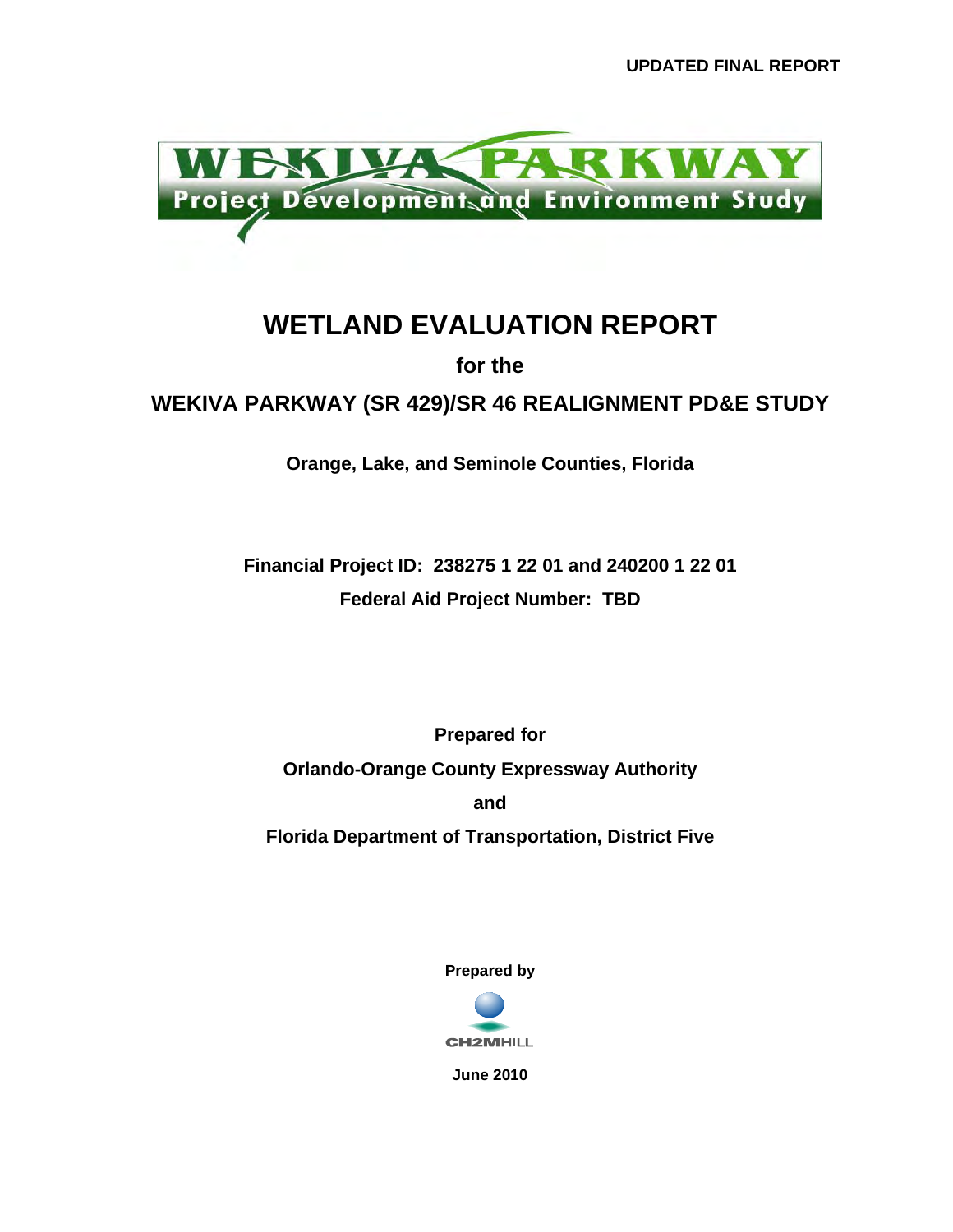UPDATED FINAL REPORT

WEKIVA PARKWAY

Project Development and Environment Study

# WETLAND EVALUATION REPORT

**for the**

## WEKIVA PARKWAY (SR 429)/SR 46 REALIGNMENT PD&E STUDY

**Orange, Lake, and Seminole Counties, Florida**

**Financial Project ID: 238275 1 22 01 and 240200 1 22 01**

**Federal Aid Project Number: TBD**

**Prepared for**

**Orlando-Orange County Expressway Authority**

**and**

**Florida Department of Transportation, District Five**

**Prepared by**

CH2MHILL

**June 2010**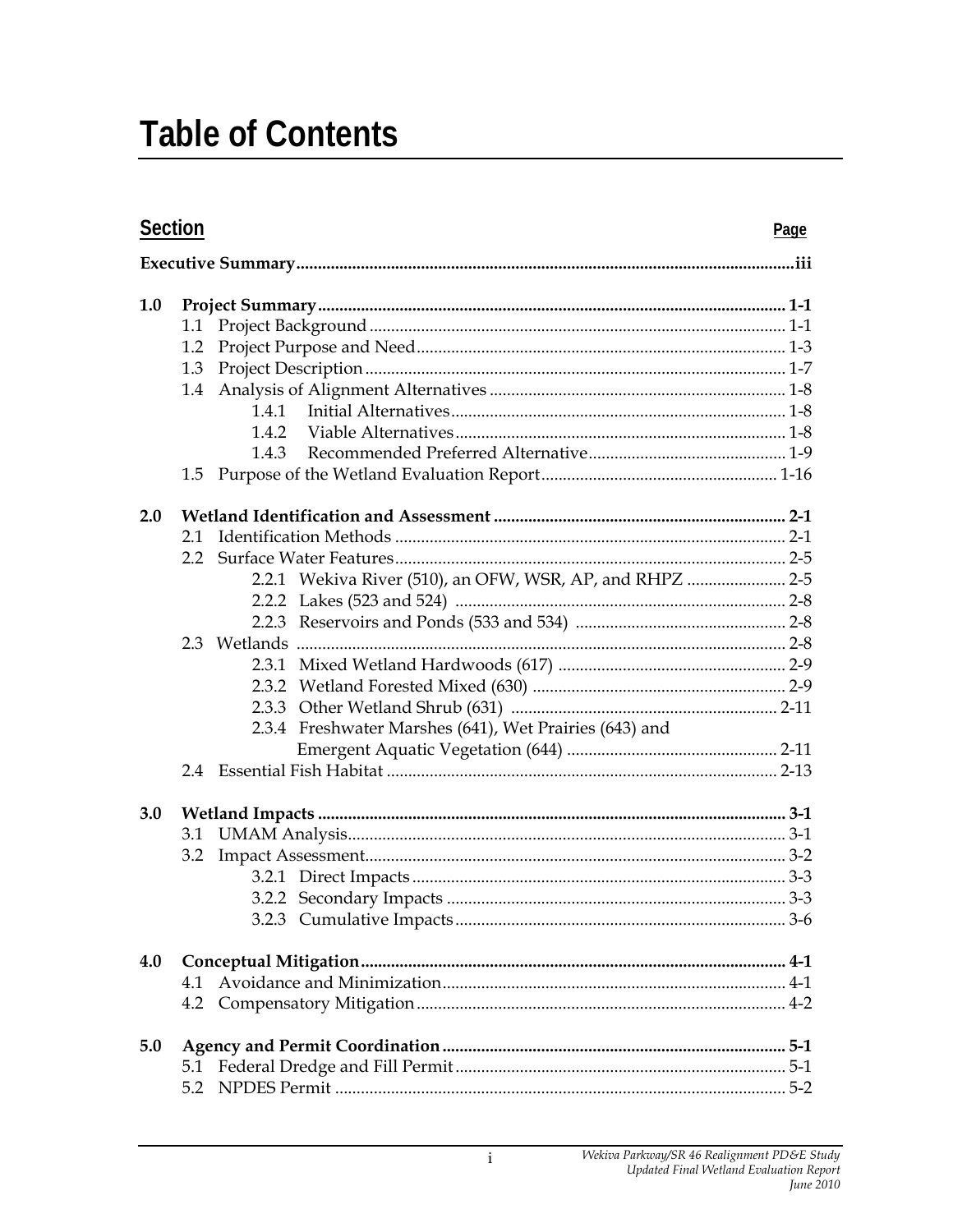# Table of Contents

| Section | | Page |
|---|---|---|
| **Executive Summary** | | **iii** |
| **1.0** | **Project Summary** | **1-1** |
| | 1.1 Project Background | 1-1 |
| | 1.2 Project Purpose and Need | 1-3 |
| | 1.3 Project Description | 1-7 |
| | 1.4 Analysis of Alignment Alternatives | 1-8 |
| | 1.4.1 Initial Alternatives | 1-8 |
| | 1.4.2 Viable Alternatives | 1-8 |
| | 1.4.3 Recommended Preferred Alternative | 1-9 |
| | 1.5 Purpose of the Wetland Evaluation Report | 1-16 |
| **2.0** | **Wetland Identification and Assessment** | **2-1** |
| | 2.1 Identification Methods | 2-1 |
| | 2.2 Surface Water Features | 2-5 |
| | 2.2.1 Wekiva River (510), an OFW, WSR, AP, and RHPZ | 2-5 |
| | 2.2.2 Lakes (523 and 524) | 2-8 |
| | 2.2.3 Reservoirs and Ponds (533 and 534) | 2-8 |
| | 2.3 Wetlands | 2-8 |
| | 2.3.1 Mixed Wetland Hardwoods (617) | 2-9 |
| | 2.3.2 Wetland Forested Mixed (630) | 2-9 |
| | 2.3.3 Other Wetland Shrub (631) | 2-11 |
| | 2.3.4 Freshwater Marshes (641), Wet Prairies (643) and Emergent Aquatic Vegetation (644) | 2-11 |
| | 2.4 Essential Fish Habitat | 2-13 |
| **3.0** | **Wetland Impacts** | **3-1** |
| | 3.1 UMAM Analysis | 3-1 |
| | 3.2 Impact Assessment | 3-2 |
| | 3.2.1 Direct Impacts | 3-3 |
| | 3.2.2 Secondary Impacts | 3-3 |
| | 3.2.3 Cumulative Impacts | 3-6 |
| **4.0** | **Conceptual Mitigation** | **4-1** |
| | 4.1 Avoidance and Minimization | 4-1 |
| | 4.2 Compensatory Mitigation | 4-2 |
| **5.0** | **Agency and Permit Coordination** | **5-1** |
| | 5.1 Federal Dredge and Fill Permit | 5-1 |
| | 5.2 NPDES Permit | 5-2 |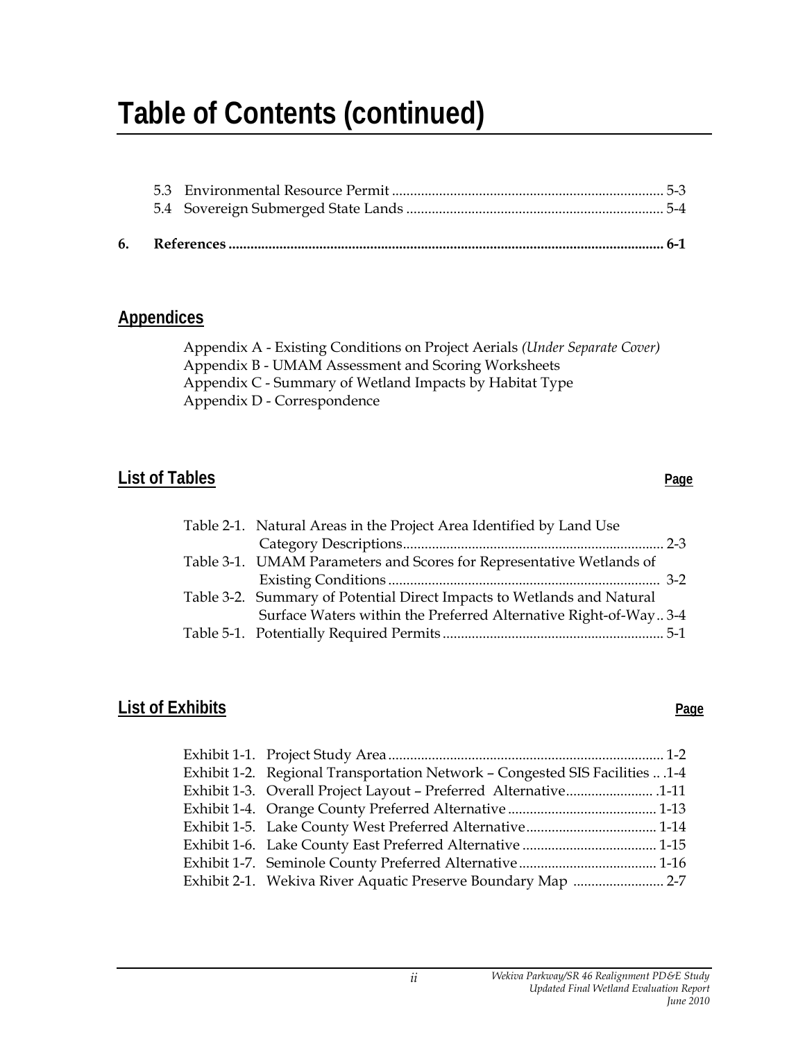# Table of Contents (continued)

5.3 Environmental Resource Permit .......... 5-3
5.4 Sovereign Submerged State Lands .......... 5-4

**6. References .......... 6-1**

## Appendices

Appendix A - Existing Conditions on Project Aerials *(Under Separate Cover)*
Appendix B - UMAM Assessment and Scoring Worksheets
Appendix C - Summary of Wetland Impacts by Habitat Type
Appendix D - Correspondence

## List of Tables

| | Page |
|---|---|
| Table 2-1. Natural Areas in the Project Area Identified by Land Use Category Descriptions | 2-3 |
| Table 3-1. UMAM Parameters and Scores for Representative Wetlands of Existing Conditions | 3-2 |
| Table 3-2. Summary of Potential Direct Impacts to Wetlands and Natural Surface Waters within the Preferred Alternative Right-of-Way | 3-4 |
| Table 5-1. Potentially Required Permits | 5-1 |

## List of Exhibits

| | Page |
|---|---|
| Exhibit 1-1. Project Study Area | 1-2 |
| Exhibit 1-2. Regional Transportation Network – Congested SIS Facilities | 1-4 |
| Exhibit 1-3. Overall Project Layout – Preferred Alternative | 1-11 |
| Exhibit 1-4. Orange County Preferred Alternative | 1-13 |
| Exhibit 1-5. Lake County West Preferred Alternative | 1-14 |
| Exhibit 1-6. Lake County East Preferred Alternative | 1-15 |
| Exhibit 1-7. Seminole County Preferred Alternative | 1-16 |
| Exhibit 2-1. Wekiva River Aquatic Preserve Boundary Map | 2-7 |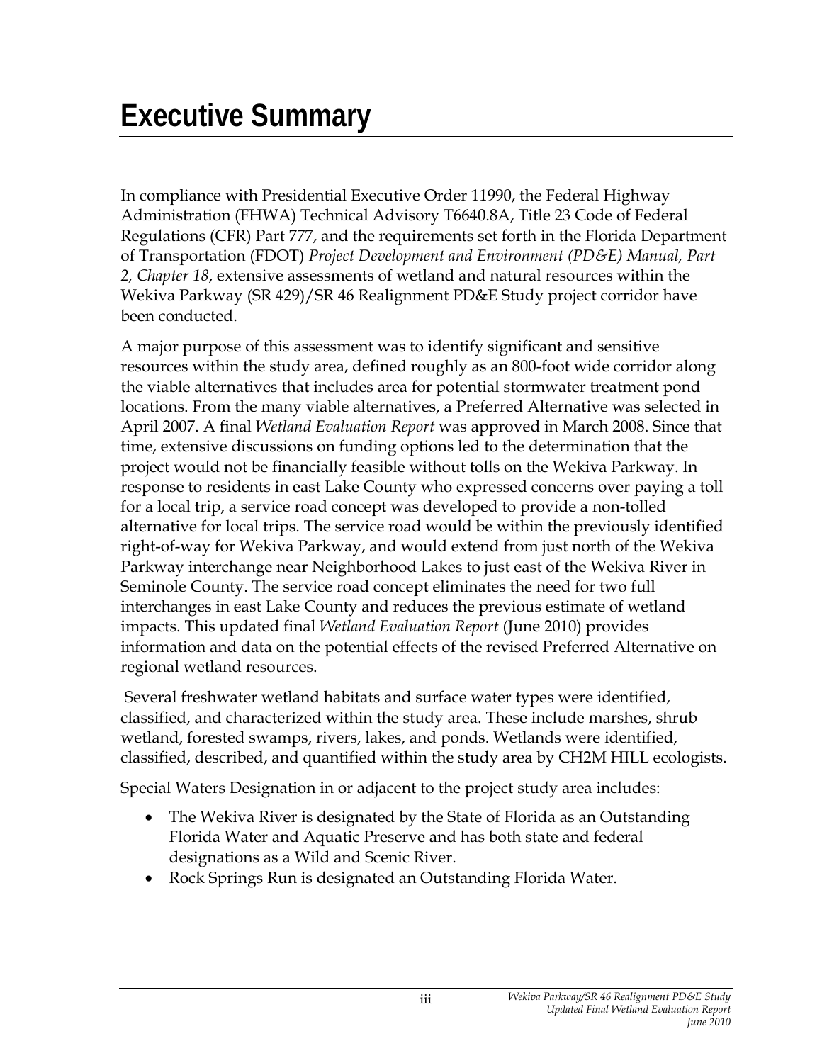# Executive Summary

In compliance with Presidential Executive Order 11990, the Federal Highway Administration (FHWA) Technical Advisory T6640.8A, Title 23 Code of Federal Regulations (CFR) Part 777, and the requirements set forth in the Florida Department of Transportation (FDOT) *Project Development and Environment (PD&E) Manual, Part 2, Chapter 18*, extensive assessments of wetland and natural resources within the Wekiva Parkway (SR 429)/SR 46 Realignment PD&E Study project corridor have been conducted.

A major purpose of this assessment was to identify significant and sensitive resources within the study area, defined roughly as an 800-foot wide corridor along the viable alternatives that includes area for potential stormwater treatment pond locations. From the many viable alternatives, a Preferred Alternative was selected in April 2007. A final *Wetland Evaluation Report* was approved in March 2008. Since that time, extensive discussions on funding options led to the determination that the project would not be financially feasible without tolls on the Wekiva Parkway. In response to residents in east Lake County who expressed concerns over paying a toll for a local trip, a service road concept was developed to provide a non-tolled alternative for local trips. The service road would be within the previously identified right-of-way for Wekiva Parkway, and would extend from just north of the Wekiva Parkway interchange near Neighborhood Lakes to just east of the Wekiva River in Seminole County. The service road concept eliminates the need for two full interchanges in east Lake County and reduces the previous estimate of wetland impacts. This updated final *Wetland Evaluation Report* (June 2010) provides information and data on the potential effects of the revised Preferred Alternative on regional wetland resources.

Several freshwater wetland habitats and surface water types were identified, classified, and characterized within the study area. These include marshes, shrub wetland, forested swamps, rivers, lakes, and ponds. Wetlands were identified, classified, described, and quantified within the study area by CH2M HILL ecologists.

Special Waters Designation in or adjacent to the project study area includes:

- The Wekiva River is designated by the State of Florida as an Outstanding Florida Water and Aquatic Preserve and has both state and federal designations as a Wild and Scenic River.
- Rock Springs Run is designated an Outstanding Florida Water.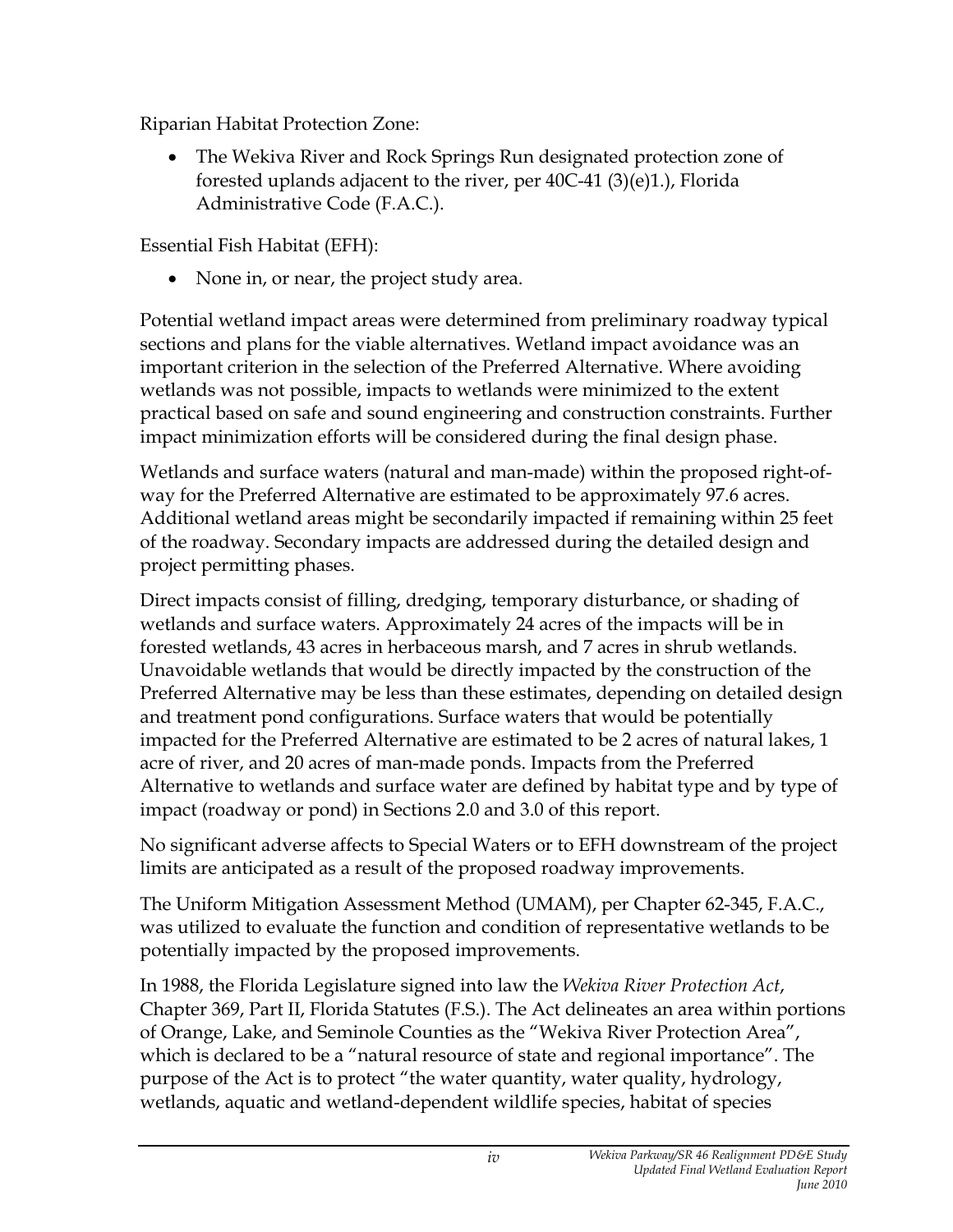Riparian Habitat Protection Zone:

- The Wekiva River and Rock Springs Run designated protection zone of forested uplands adjacent to the river, per 40C-41 (3)(e)1.), Florida Administrative Code (F.A.C.).

Essential Fish Habitat (EFH):

- None in, or near, the project study area.

Potential wetland impact areas were determined from preliminary roadway typical sections and plans for the viable alternatives. Wetland impact avoidance was an important criterion in the selection of the Preferred Alternative. Where avoiding wetlands was not possible, impacts to wetlands were minimized to the extent practical based on safe and sound engineering and construction constraints. Further impact minimization efforts will be considered during the final design phase.

Wetlands and surface waters (natural and man-made) within the proposed right-of-way for the Preferred Alternative are estimated to be approximately 97.6 acres. Additional wetland areas might be secondarily impacted if remaining within 25 feet of the roadway. Secondary impacts are addressed during the detailed design and project permitting phases.

Direct impacts consist of filling, dredging, temporary disturbance, or shading of wetlands and surface waters. Approximately 24 acres of the impacts will be in forested wetlands, 43 acres in herbaceous marsh, and 7 acres in shrub wetlands. Unavoidable wetlands that would be directly impacted by the construction of the Preferred Alternative may be less than these estimates, depending on detailed design and treatment pond configurations. Surface waters that would be potentially impacted for the Preferred Alternative are estimated to be 2 acres of natural lakes, 1 acre of river, and 20 acres of man-made ponds. Impacts from the Preferred Alternative to wetlands and surface water are defined by habitat type and by type of impact (roadway or pond) in Sections 2.0 and 3.0 of this report.

No significant adverse affects to Special Waters or to EFH downstream of the project limits are anticipated as a result of the proposed roadway improvements.

The Uniform Mitigation Assessment Method (UMAM), per Chapter 62-345, F.A.C., was utilized to evaluate the function and condition of representative wetlands to be potentially impacted by the proposed improvements.

In 1988, the Florida Legislature signed into law the *Wekiva River Protection Act*, Chapter 369, Part II, Florida Statutes (F.S.). The Act delineates an area within portions of Orange, Lake, and Seminole Counties as the "Wekiva River Protection Area", which is declared to be a "natural resource of state and regional importance". The purpose of the Act is to protect "the water quantity, water quality, hydrology, wetlands, aquatic and wetland-dependent wildlife species, habitat of species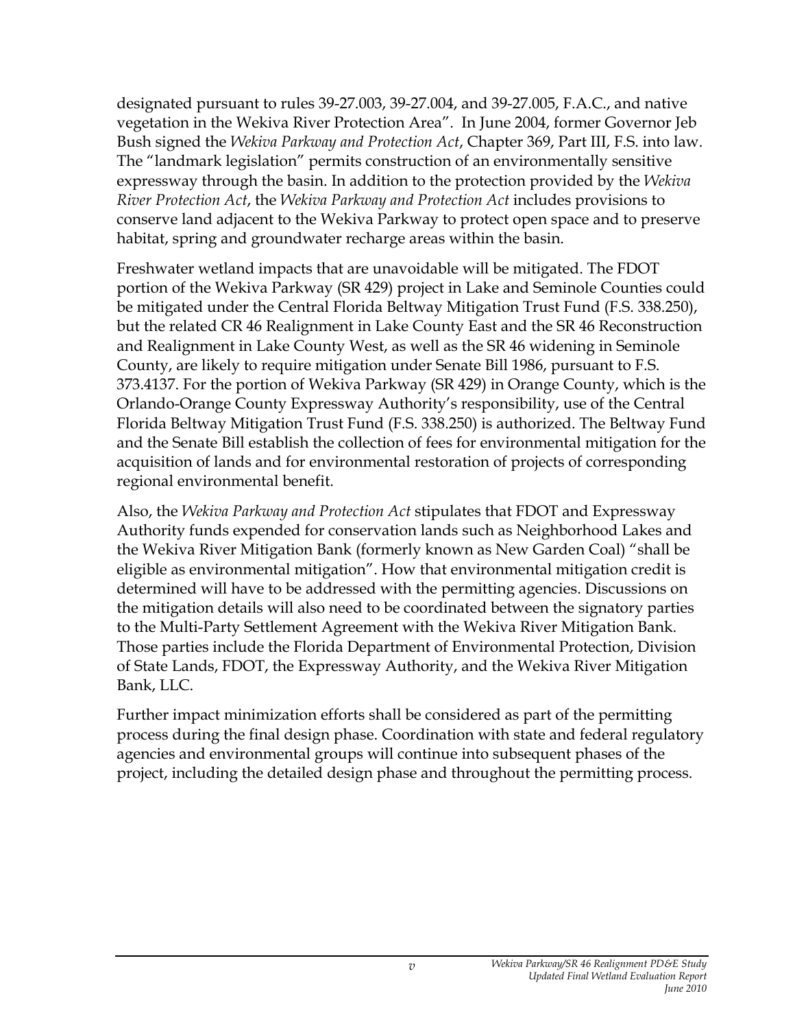designated pursuant to rules 39-27.003, 39-27.004, and 39-27.005, F.A.C., and native vegetation in the Wekiva River Protection Area". In June 2004, former Governor Jeb Bush signed the *Wekiva Parkway and Protection Act*, Chapter 369, Part III, F.S. into law. The "landmark legislation" permits construction of an environmentally sensitive expressway through the basin. In addition to the protection provided by the *Wekiva River Protection Act*, the *Wekiva Parkway and Protection Act* includes provisions to conserve land adjacent to the Wekiva Parkway to protect open space and to preserve habitat, spring and groundwater recharge areas within the basin.

Freshwater wetland impacts that are unavoidable will be mitigated. The FDOT portion of the Wekiva Parkway (SR 429) project in Lake and Seminole Counties could be mitigated under the Central Florida Beltway Mitigation Trust Fund (F.S. 338.250), but the related CR 46 Realignment in Lake County East and the SR 46 Reconstruction and Realignment in Lake County West, as well as the SR 46 widening in Seminole County, are likely to require mitigation under Senate Bill 1986, pursuant to F.S. 373.4137. For the portion of Wekiva Parkway (SR 429) in Orange County, which is the Orlando-Orange County Expressway Authority's responsibility, use of the Central Florida Beltway Mitigation Trust Fund (F.S. 338.250) is authorized. The Beltway Fund and the Senate Bill establish the collection of fees for environmental mitigation for the acquisition of lands and for environmental restoration of projects of corresponding regional environmental benefit.

Also, the *Wekiva Parkway and Protection Act* stipulates that FDOT and Expressway Authority funds expended for conservation lands such as Neighborhood Lakes and the Wekiva River Mitigation Bank (formerly known as New Garden Coal) "shall be eligible as environmental mitigation". How that environmental mitigation credit is determined will have to be addressed with the permitting agencies. Discussions on the mitigation details will also need to be coordinated between the signatory parties to the Multi-Party Settlement Agreement with the Wekiva River Mitigation Bank. Those parties include the Florida Department of Environmental Protection, Division of State Lands, FDOT, the Expressway Authority, and the Wekiva River Mitigation Bank, LLC.

Further impact minimization efforts shall be considered as part of the permitting process during the final design phase. Coordination with state and federal regulatory agencies and environmental groups will continue into subsequent phases of the project, including the detailed design phase and throughout the permitting process.